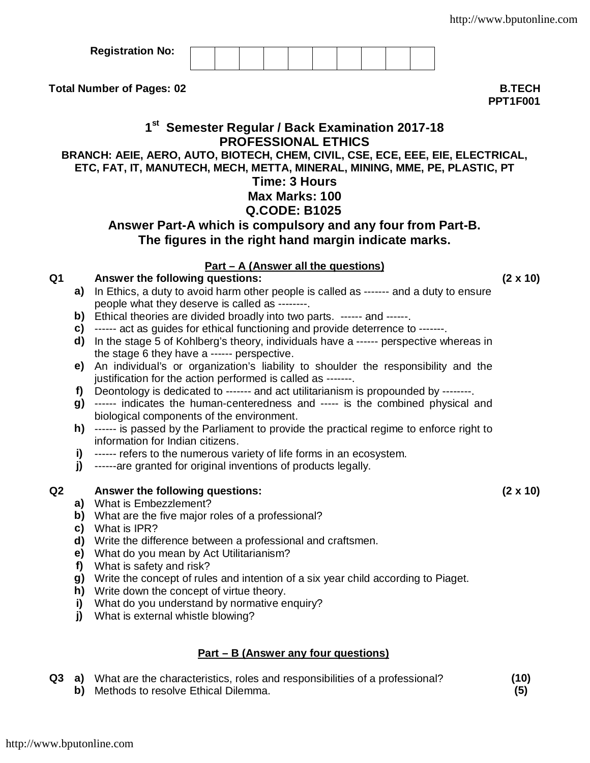Registration No: | | | | | | | | | | |

**Total Number of Pages: 02**

**B.TECH**
**PPT1F001**

# 1st Semester Regular / Back Examination 2017-18
## PROFESSIONAL ETHICS

**BRANCH: AEIE, AERO, AUTO, BIOTECH, CHEM, CIVIL, CSE, ECE, EEE, EIE, ELECTRICAL, ETC, FAT, IT, MANUTECH, MECH, METTA, MINERAL, MINING, MME, PE, PLASTIC, PT**

**Time: 3 Hours**
**Max Marks: 100**
**Q.CODE: B1025**

**Answer Part-A which is compulsory and any four from Part-B.**
**The figures in the right hand margin indicate marks.**

### Part – A (Answer all the questions)

**Q1 Answer the following questions: (2 x 10)**

- **a)** In Ethics, a duty to avoid harm other people is called as ------- and a duty to ensure people what they deserve is called as --------.
- **b)** Ethical theories are divided broadly into two parts. ------ and ------.
- **c)** ------ act as guides for ethical functioning and provide deterrence to -------.
- **d)** In the stage 5 of Kohlberg's theory, individuals have a ------ perspective whereas in the stage 6 they have a ------ perspective.
- **e)** An individual's or organization's liability to shoulder the responsibility and the justification for the action performed is called as -------.
- **f)** Deontology is dedicated to ------- and act utilitarianism is propounded by --------.
- **g)** ------ indicates the human-centeredness and ----- is the combined physical and biological components of the environment.
- **h)** ------ is passed by the Parliament to provide the practical regime to enforce right to information for Indian citizens.
- **i)** ------ refers to the numerous variety of life forms in an ecosystem.
- **j)** ------are granted for original inventions of products legally.

**Q2 Answer the following questions: (2 x 10)**

- **a)** What is Embezzlement?
- **b)** What are the five major roles of a professional?
- **c)** What is IPR?
- **d)** Write the difference between a professional and craftsmen.
- **e)** What do you mean by Act Utilitarianism?
- **f)** What is safety and risk?
- **g)** Write the concept of rules and intention of a six year child according to Piaget.
- **h)** Write down the concept of virtue theory.
- **i)** What do you understand by normative enquiry?
- **j)** What is external whistle blowing?

### Part – B (Answer any four questions)

**Q3**

- **a)** What are the characteristics, roles and responsibilities of a professional? **(10)**
- **b)** Methods to resolve Ethical Dilemma. **(5)**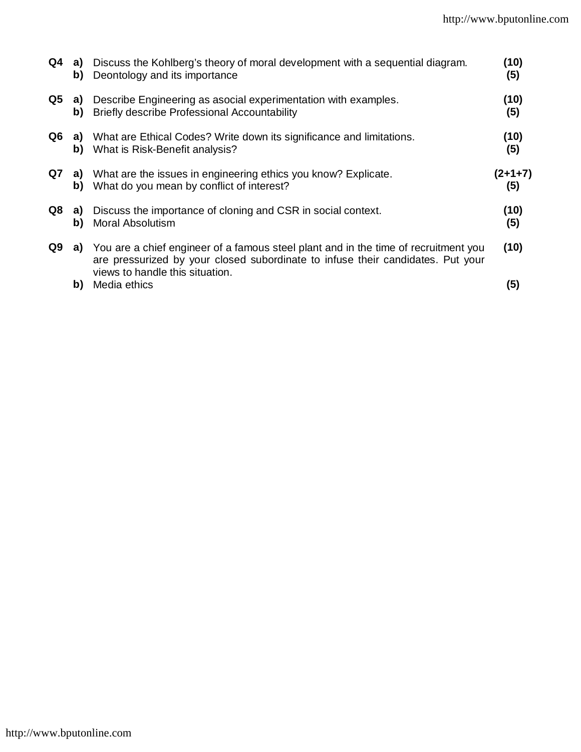| | | | |
|---|---|---|---|
| **Q4** | **a)** | Discuss the Kohlberg's theory of moral development with a sequential diagram. | **(10)** |
| | **b)** | Deontology and its importance | **(5)** |
| **Q5** | **a)** | Describe Engineering as asocial experimentation with examples. | **(10)** |
| | **b)** | Briefly describe Professional Accountability | **(5)** |
| **Q6** | **a)** | What are Ethical Codes? Write down its significance and limitations. | **(10)** |
| | **b)** | What is Risk-Benefit analysis? | **(5)** |
| **Q7** | **a)** | What are the issues in engineering ethics you know? Explicate. | **(2+1+7)** |
| | **b)** | What do you mean by conflict of interest? | **(5)** |
| **Q8** | **a)** | Discuss the importance of cloning and CSR in social context. | **(10)** |
| | **b)** | Moral Absolutism | **(5)** |
| **Q9** | **a)** | You are a chief engineer of a famous steel plant and in the time of recruitment you are pressurized by your closed subordinate to infuse their candidates. Put your views to handle this situation. | **(10)** |
| | **b)** | Media ethics | **(5)** |